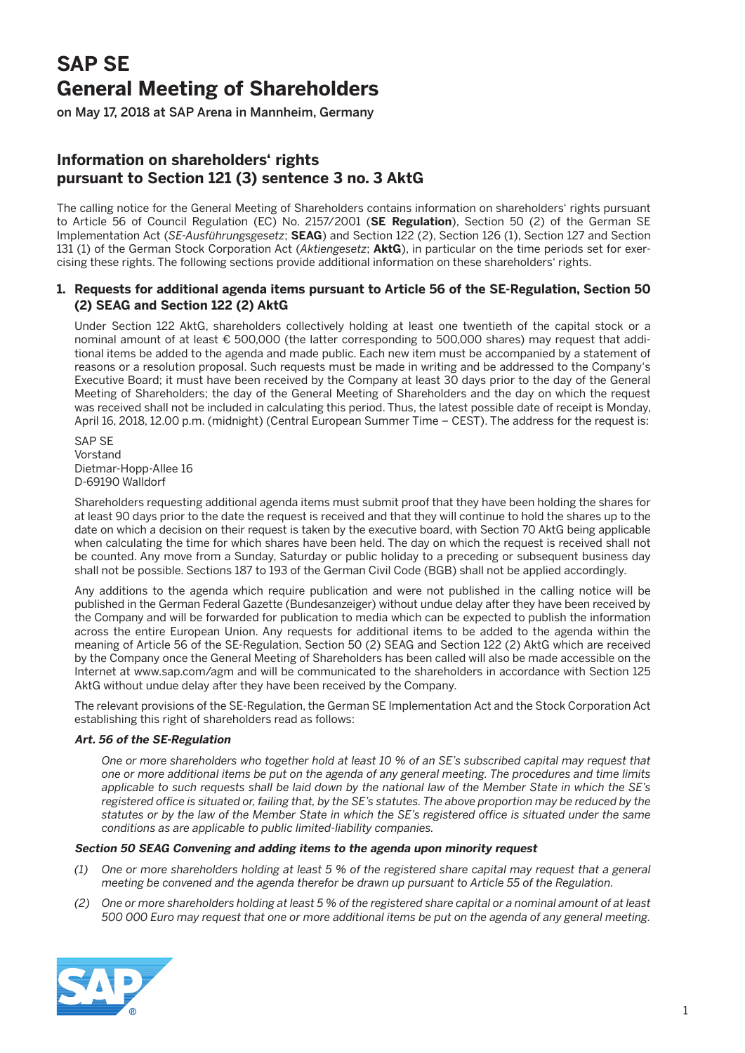# SAP SE
# General Meeting of Shareholders

on May 17, 2018 at SAP Arena in Mannheim, Germany

## Information on shareholders' rights pursuant to Section 121 (3) sentence 3 no. 3 AktG

The calling notice for the General Meeting of Shareholders contains information on shareholders' rights pursuant to Article 56 of Council Regulation (EC) No. 2157/2001 (**SE Regulation**), Section 50 (2) of the German SE Implementation Act (*SE-Ausführungsgesetz*; **SEAG**) and Section 122 (2), Section 126 (1), Section 127 and Section 131 (1) of the German Stock Corporation Act (*Aktiengesetz*; **AktG**), in particular on the time periods set for exercising these rights. The following sections provide additional information on these shareholders' rights.

### 1. Requests for additional agenda items pursuant to Article 56 of the SE-Regulation, Section 50 (2) SEAG and Section 122 (2) AktG

Under Section 122 AktG, shareholders collectively holding at least one twentieth of the capital stock or a nominal amount of at least € 500,000 (the latter corresponding to 500,000 shares) may request that additional items be added to the agenda and made public. Each new item must be accompanied by a statement of reasons or a resolution proposal. Such requests must be made in writing and be addressed to the Company's Executive Board; it must have been received by the Company at least 30 days prior to the day of the General Meeting of Shareholders; the day of the General Meeting of Shareholders and the day on which the request was received shall not be included in calculating this period. Thus, the latest possible date of receipt is Monday, April 16, 2018, 12.00 p.m. (midnight) (Central European Summer Time – CEST). The address for the request is:

SAP SE
Vorstand
Dietmar-Hopp-Allee 16
D-69190 Walldorf

Shareholders requesting additional agenda items must submit proof that they have been holding the shares for at least 90 days prior to the date the request is received and that they will continue to hold the shares up to the date on which a decision on their request is taken by the executive board, with Section 70 AktG being applicable when calculating the time for which shares have been held. The day on which the request is received shall not be counted. Any move from a Sunday, Saturday or public holiday to a preceding or subsequent business day shall not be possible. Sections 187 to 193 of the German Civil Code (BGB) shall not be applied accordingly.

Any additions to the agenda which require publication and were not published in the calling notice will be published in the German Federal Gazette (Bundesanzeiger) without undue delay after they have been received by the Company and will be forwarded for publication to media which can be expected to publish the information across the entire European Union. Any requests for additional items to be added to the agenda within the meaning of Article 56 of the SE-Regulation, Section 50 (2) SEAG and Section 122 (2) AktG which are received by the Company once the General Meeting of Shareholders has been called will also be made accessible on the Internet at www.sap.com/agm and will be communicated to the shareholders in accordance with Section 125 AktG without undue delay after they have been received by the Company.

The relevant provisions of the SE-Regulation, the German SE Implementation Act and the Stock Corporation Act establishing this right of shareholders read as follows:

***Art. 56 of the SE-Regulation***

*One or more shareholders who together hold at least 10 % of an SE's subscribed capital may request that one or more additional items be put on the agenda of any general meeting. The procedures and time limits applicable to such requests shall be laid down by the national law of the Member State in which the SE's registered office is situated or, failing that, by the SE's statutes. The above proportion may be reduced by the statutes or by the law of the Member State in which the SE's registered office is situated under the same conditions as are applicable to public limited-liability companies.*

***Section 50 SEAG Convening and adding items to the agenda upon minority request***

*(1) One or more shareholders holding at least 5 % of the registered share capital may request that a general meeting be convened and the agenda therefor be drawn up pursuant to Article 55 of the Regulation.*

*(2) One or more shareholders holding at least 5 % of the registered share capital or a nominal amount of at least 500 000 Euro may request that one or more additional items be put on the agenda of any general meeting.*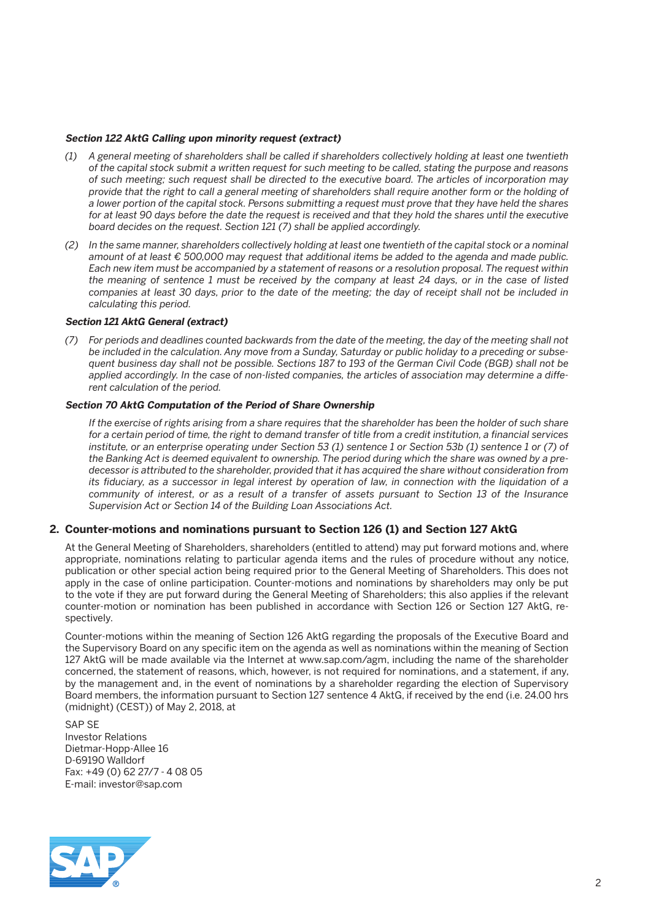***Section 122 AktG Calling upon minority request (extract)***

*(1) A general meeting of shareholders shall be called if shareholders collectively holding at least one twentieth of the capital stock submit a written request for such meeting to be called, stating the purpose and reasons of such meeting; such request shall be directed to the executive board. The articles of incorporation may provide that the right to call a general meeting of shareholders shall require another form or the holding of a lower portion of the capital stock. Persons submitting a request must prove that they have held the shares for at least 90 days before the date the request is received and that they hold the shares until the executive board decides on the request. Section 121 (7) shall be applied accordingly.*

*(2) In the same manner, shareholders collectively holding at least one twentieth of the capital stock or a nominal amount of at least € 500,000 may request that additional items be added to the agenda and made public. Each new item must be accompanied by a statement of reasons or a resolution proposal. The request within the meaning of sentence 1 must be received by the company at least 24 days, or in the case of listed companies at least 30 days, prior to the date of the meeting; the day of receipt shall not be included in calculating this period.*

***Section 121 AktG General (extract)***

*(7) For periods and deadlines counted backwards from the date of the meeting, the day of the meeting shall not be included in the calculation. Any move from a Sunday, Saturday or public holiday to a preceding or subsequent business day shall not be possible. Sections 187 to 193 of the German Civil Code (BGB) shall not be applied accordingly. In the case of non-listed companies, the articles of association may determine a different calculation of the period.*

***Section 70 AktG Computation of the Period of Share Ownership***

*If the exercise of rights arising from a share requires that the shareholder has been the holder of such share for a certain period of time, the right to demand transfer of title from a credit institution, a financial services institute, or an enterprise operating under Section 53 (1) sentence 1 or Section 53b (1) sentence 1 or (7) of the Banking Act is deemed equivalent to ownership. The period during which the share was owned by a predecessor is attributed to the shareholder, provided that it has acquired the share without consideration from its fiduciary, as a successor in legal interest by operation of law, in connection with the liquidation of a community of interest, or as a result of a transfer of assets pursuant to Section 13 of the Insurance Supervision Act or Section 14 of the Building Loan Associations Act.*

## 2. Counter-motions and nominations pursuant to Section 126 (1) and Section 127 AktG

At the General Meeting of Shareholders, shareholders (entitled to attend) may put forward motions and, where appropriate, nominations relating to particular agenda items and the rules of procedure without any notice, publication or other special action being required prior to the General Meeting of Shareholders. This does not apply in the case of online participation. Counter-motions and nominations by shareholders may only be put to the vote if they are put forward during the General Meeting of Shareholders; this also applies if the relevant counter-motion or nomination has been published in accordance with Section 126 or Section 127 AktG, respectively.

Counter-motions within the meaning of Section 126 AktG regarding the proposals of the Executive Board and the Supervisory Board on any specific item on the agenda as well as nominations within the meaning of Section 127 AktG will be made available via the Internet at www.sap.com/agm, including the name of the shareholder concerned, the statement of reasons, which, however, is not required for nominations, and a statement, if any, by the management and, in the event of nominations by a shareholder regarding the election of Supervisory Board members, the information pursuant to Section 127 sentence 4 AktG, if received by the end (i.e. 24.00 hrs (midnight) (CEST)) of May 2, 2018, at

SAP SE
Investor Relations
Dietmar-Hopp-Allee 16
D-69190 Walldorf
Fax: +49 (0) 62 27/7 - 4 08 05
E-mail: investor@sap.com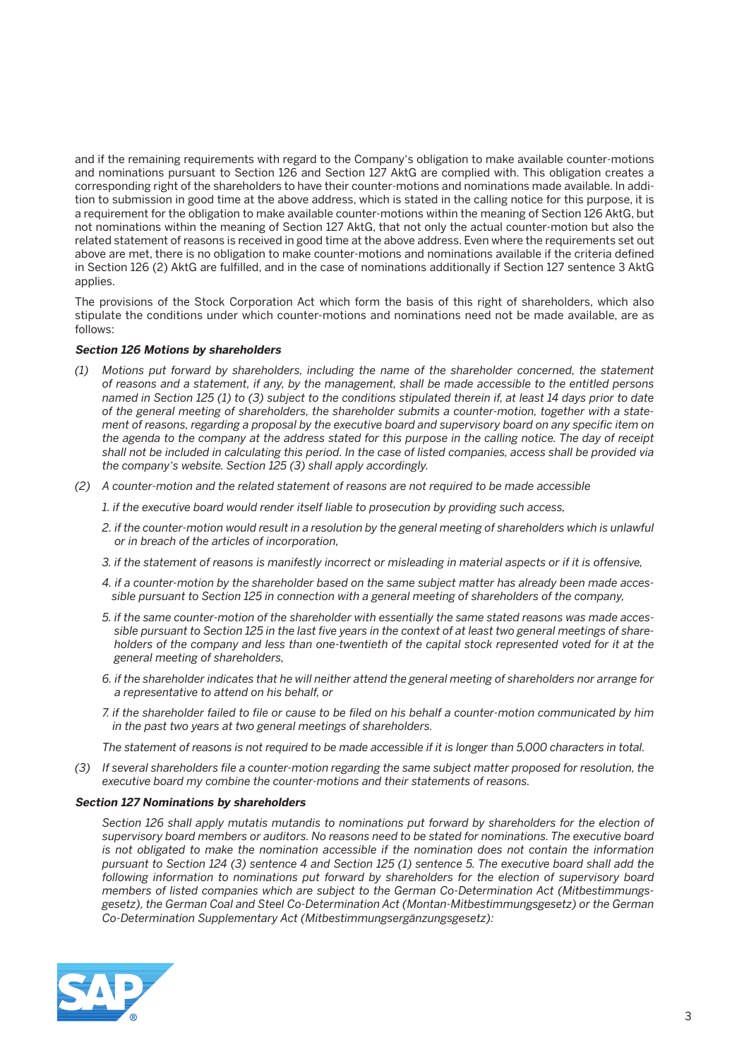and if the remaining requirements with regard to the Company's obligation to make available counter-motions and nominations pursuant to Section 126 and Section 127 AktG are complied with. This obligation creates a corresponding right of the shareholders to have their counter-motions and nominations made available. In addition to submission in good time at the above address, which is stated in the calling notice for this purpose, it is a requirement for the obligation to make available counter-motions within the meaning of Section 126 AktG, but not nominations within the meaning of Section 127 AktG, that not only the actual counter-motion but also the related statement of reasons is received in good time at the above address. Even where the requirements set out above are met, there is no obligation to make counter-motions and nominations available if the criteria defined in Section 126 (2) AktG are fulfilled, and in the case of nominations additionally if Section 127 sentence 3 AktG applies.

The provisions of the Stock Corporation Act which form the basis of this right of shareholders, which also stipulate the conditions under which counter-motions and nominations need not be made available, are as follows:

***Section 126 Motions by shareholders***

*(1) Motions put forward by shareholders, including the name of the shareholder concerned, the statement of reasons and a statement, if any, by the management, shall be made accessible to the entitled persons named in Section 125 (1) to (3) subject to the conditions stipulated therein if, at least 14 days prior to date of the general meeting of shareholders, the shareholder submits a counter-motion, together with a statement of reasons, regarding a proposal by the executive board and supervisory board on any specific item on the agenda to the company at the address stated for this purpose in the calling notice. The day of receipt shall not be included in calculating this period. In the case of listed companies, access shall be provided via the company's website. Section 125 (3) shall apply accordingly.*

*(2) A counter-motion and the related statement of reasons are not required to be made accessible*

*1. if the executive board would render itself liable to prosecution by providing such access,*

*2. if the counter-motion would result in a resolution by the general meeting of shareholders which is unlawful or in breach of the articles of incorporation,*

*3. if the statement of reasons is manifestly incorrect or misleading in material aspects or if it is offensive,*

*4. if a counter-motion by the shareholder based on the same subject matter has already been made accessible pursuant to Section 125 in connection with a general meeting of shareholders of the company,*

*5. if the same counter-motion of the shareholder with essentially the same stated reasons was made accessible pursuant to Section 125 in the last five years in the context of at least two general meetings of shareholders of the company and less than one-twentieth of the capital stock represented voted for it at the general meeting of shareholders,*

*6. if the shareholder indicates that he will neither attend the general meeting of shareholders nor arrange for a representative to attend on his behalf, or*

*7. if the shareholder failed to file or cause to be filed on his behalf a counter-motion communicated by him in the past two years at two general meetings of shareholders.*

*The statement of reasons is not required to be made accessible if it is longer than 5,000 characters in total.*

*(3) If several shareholders file a counter-motion regarding the same subject matter proposed for resolution, the executive board my combine the counter-motions and their statements of reasons.*

***Section 127 Nominations by shareholders***

*Section 126 shall apply mutatis mutandis to nominations put forward by shareholders for the election of supervisory board members or auditors. No reasons need to be stated for nominations. The executive board is not obligated to make the nomination accessible if the nomination does not contain the information pursuant to Section 124 (3) sentence 4 and Section 125 (1) sentence 5. The executive board shall add the following information to nominations put forward by shareholders for the election of supervisory board members of listed companies which are subject to the German Co-Determination Act (Mitbestimmungsgesetz), the German Coal and Steel Co-Determination Act (Montan-Mitbestimmungsgesetz) or the German Co-Determination Supplementary Act (Mitbestimmungsergänzungsgesetz):*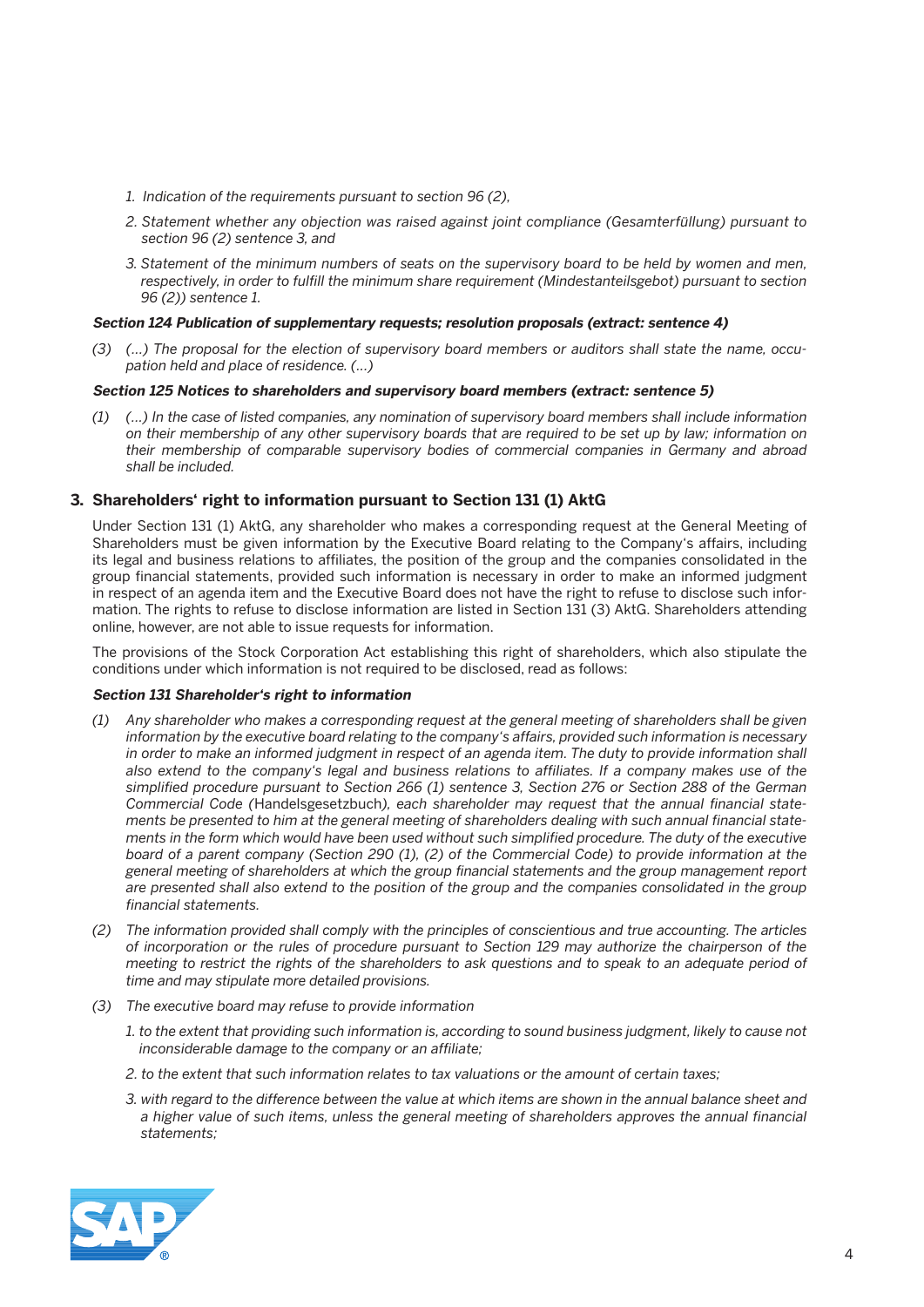1. *Indication of the requirements pursuant to section 96 (2),*

2. *Statement whether any objection was raised against joint compliance (Gesamterfüllung) pursuant to section 96 (2) sentence 3, and*

3. *Statement of the minimum numbers of seats on the supervisory board to be held by women and men, respectively, in order to fulfill the minimum share requirement (Mindestanteilsgebot) pursuant to section 96 (2)) sentence 1.*

***Section 124 Publication of supplementary requests; resolution proposals (extract: sentence 4)***

*(3) (…) The proposal for the election of supervisory board members or auditors shall state the name, occupation held and place of residence. (…)*

***Section 125 Notices to shareholders and supervisory board members (extract: sentence 5)***

*(1) (…) In the case of listed companies, any nomination of supervisory board members shall include information on their membership of any other supervisory boards that are required to be set up by law; information on their membership of comparable supervisory bodies of commercial companies in Germany and abroad shall be included.*

## 3. Shareholders' right to information pursuant to Section 131 (1) AktG

Under Section 131 (1) AktG, any shareholder who makes a corresponding request at the General Meeting of Shareholders must be given information by the Executive Board relating to the Company's affairs, including its legal and business relations to affiliates, the position of the group and the companies consolidated in the group financial statements, provided such information is necessary in order to make an informed judgment in respect of an agenda item and the Executive Board does not have the right to refuse to disclose such information. The rights to refuse to disclose information are listed in Section 131 (3) AktG. Shareholders attending online, however, are not able to issue requests for information.

The provisions of the Stock Corporation Act establishing this right of shareholders, which also stipulate the conditions under which information is not required to be disclosed, read as follows:

***Section 131 Shareholder's right to information***

*(1) Any shareholder who makes a corresponding request at the general meeting of shareholders shall be given information by the executive board relating to the company's affairs, provided such information is necessary in order to make an informed judgment in respect of an agenda item. The duty to provide information shall also extend to the company's legal and business relations to affiliates. If a company makes use of the simplified procedure pursuant to Section 266 (1) sentence 3, Section 276 or Section 288 of the German Commercial Code (*Handelsgesetzbuch*), each shareholder may request that the annual financial statements be presented to him at the general meeting of shareholders dealing with such annual financial statements in the form which would have been used without such simplified procedure. The duty of the executive board of a parent company (Section 290 (1), (2) of the Commercial Code) to provide information at the general meeting of shareholders at which the group financial statements and the group management report are presented shall also extend to the position of the group and the companies consolidated in the group financial statements.*

*(2) The information provided shall comply with the principles of conscientious and true accounting. The articles of incorporation or the rules of procedure pursuant to Section 129 may authorize the chairperson of the meeting to restrict the rights of the shareholders to ask questions and to speak to an adequate period of time and may stipulate more detailed provisions.*

*(3) The executive board may refuse to provide information*

1. *to the extent that providing such information is, according to sound business judgment, likely to cause not inconsiderable damage to the company or an affiliate;*

2. *to the extent that such information relates to tax valuations or the amount of certain taxes;*

3. *with regard to the difference between the value at which items are shown in the annual balance sheet and a higher value of such items, unless the general meeting of shareholders approves the annual financial statements;*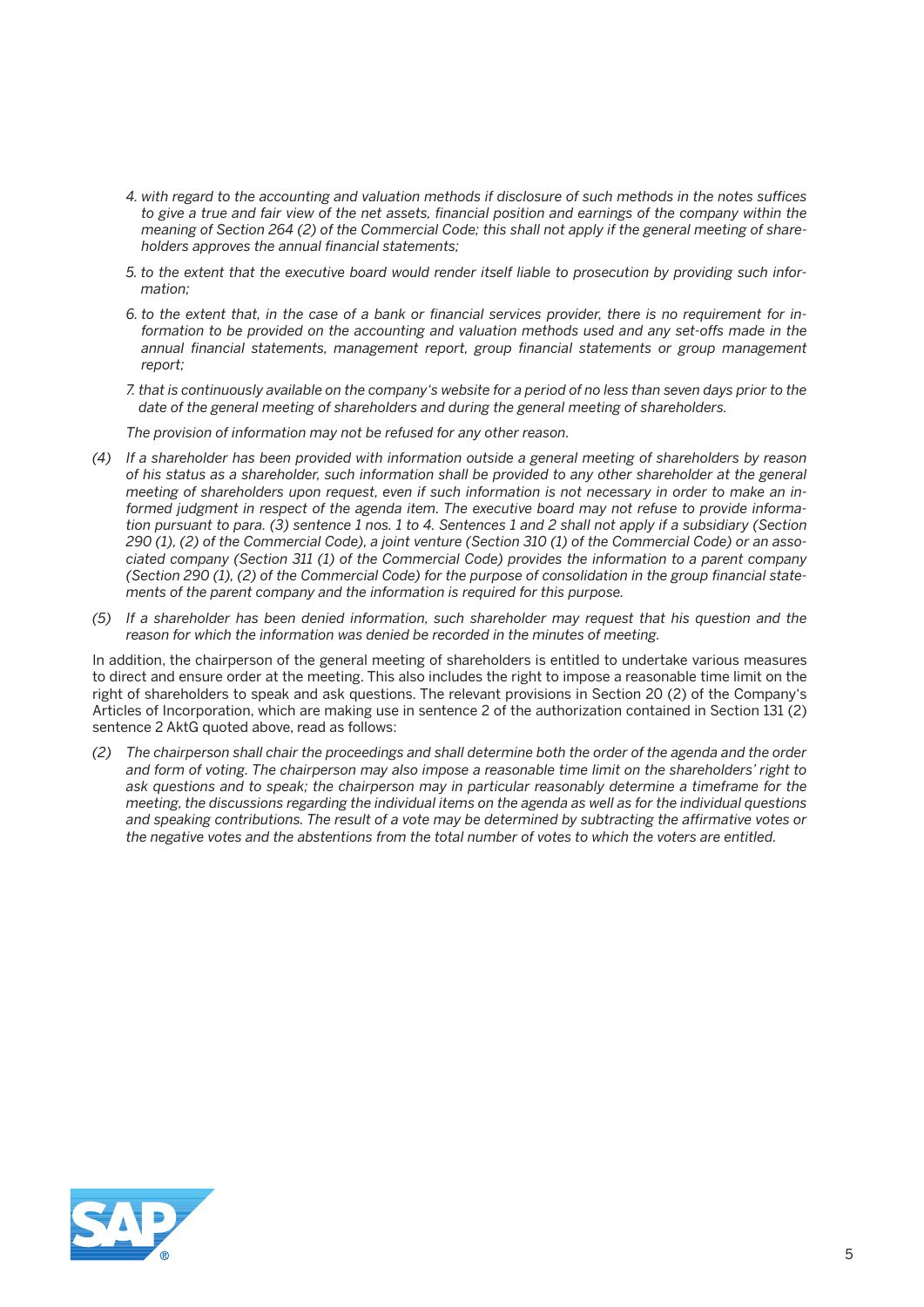*4. with regard to the accounting and valuation methods if disclosure of such methods in the notes suffices to give a true and fair view of the net assets, financial position and earnings of the company within the meaning of Section 264 (2) of the Commercial Code; this shall not apply if the general meeting of shareholders approves the annual financial statements;*

*5. to the extent that the executive board would render itself liable to prosecution by providing such information;*

*6. to the extent that, in the case of a bank or financial services provider, there is no requirement for information to be provided on the accounting and valuation methods used and any set-offs made in the annual financial statements, management report, group financial statements or group management report;*

*7. that is continuously available on the company's website for a period of no less than seven days prior to the date of the general meeting of shareholders and during the general meeting of shareholders.*

*The provision of information may not be refused for any other reason.*

*(4) If a shareholder has been provided with information outside a general meeting of shareholders by reason of his status as a shareholder, such information shall be provided to any other shareholder at the general meeting of shareholders upon request, even if such information is not necessary in order to make an informed judgment in respect of the agenda item. The executive board may not refuse to provide information pursuant to para. (3) sentence 1 nos. 1 to 4. Sentences 1 and 2 shall not apply if a subsidiary (Section 290 (1), (2) of the Commercial Code), a joint venture (Section 310 (1) of the Commercial Code) or an associated company (Section 311 (1) of the Commercial Code) provides the information to a parent company (Section 290 (1), (2) of the Commercial Code) for the purpose of consolidation in the group financial statements of the parent company and the information is required for this purpose.*

*(5) If a shareholder has been denied information, such shareholder may request that his question and the reason for which the information was denied be recorded in the minutes of meeting.*

In addition, the chairperson of the general meeting of shareholders is entitled to undertake various measures to direct and ensure order at the meeting. This also includes the right to impose a reasonable time limit on the right of shareholders to speak and ask questions. The relevant provisions in Section 20 (2) of the Company's Articles of Incorporation, which are making use in sentence 2 of the authorization contained in Section 131 (2) sentence 2 AktG quoted above, read as follows:

*(2) The chairperson shall chair the proceedings and shall determine both the order of the agenda and the order and form of voting. The chairperson may also impose a reasonable time limit on the shareholders' right to ask questions and to speak; the chairperson may in particular reasonably determine a timeframe for the meeting, the discussions regarding the individual items on the agenda as well as for the individual questions and speaking contributions. The result of a vote may be determined by subtracting the affirmative votes or the negative votes and the abstentions from the total number of votes to which the voters are entitled.*